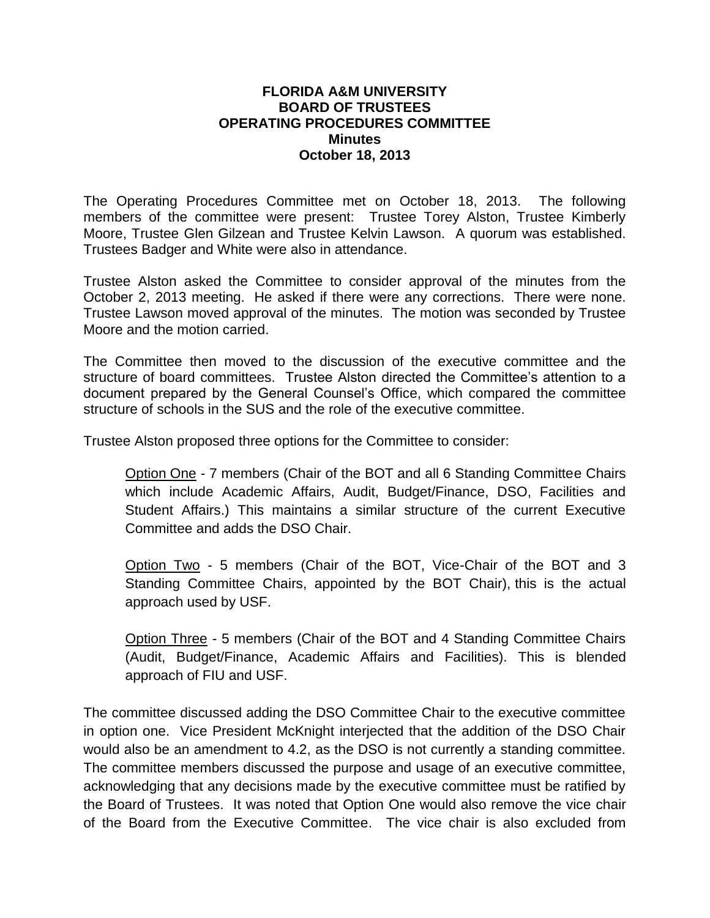# FLORIDA A&M UNIVERSITY
## BOARD OF TRUSTEES
## OPERATING PROCEDURES COMMITTEE
### Minutes
### October 18, 2013

The Operating Procedures Committee met on October 18, 2013. The following members of the committee were present: Trustee Torey Alston, Trustee Kimberly Moore, Trustee Glen Gilzean and Trustee Kelvin Lawson. A quorum was established. Trustees Badger and White were also in attendance.

Trustee Alston asked the Committee to consider approval of the minutes from the October 2, 2013 meeting. He asked if there were any corrections. There were none. Trustee Lawson moved approval of the minutes. The motion was seconded by Trustee Moore and the motion carried.

The Committee then moved to the discussion of the executive committee and the structure of board committees. Trustee Alston directed the Committee's attention to a document prepared by the General Counsel's Office, which compared the committee structure of schools in the SUS and the role of the executive committee.

Trustee Alston proposed three options for the Committee to consider:

> Option One - 7 members (Chair of the BOT and all 6 Standing Committee Chairs which include Academic Affairs, Audit, Budget/Finance, DSO, Facilities and Student Affairs.) This maintains a similar structure of the current Executive Committee and adds the DSO Chair.
>
> Option Two - 5 members (Chair of the BOT, Vice-Chair of the BOT and 3 Standing Committee Chairs, appointed by the BOT Chair), this is the actual approach used by USF.
>
> Option Three - 5 members (Chair of the BOT and 4 Standing Committee Chairs (Audit, Budget/Finance, Academic Affairs and Facilities). This is blended approach of FIU and USF.

The committee discussed adding the DSO Committee Chair to the executive committee in option one. Vice President McKnight interjected that the addition of the DSO Chair would also be an amendment to 4.2, as the DSO is not currently a standing committee. The committee members discussed the purpose and usage of an executive committee, acknowledging that any decisions made by the executive committee must be ratified by the Board of Trustees. It was noted that Option One would also remove the vice chair of the Board from the Executive Committee. The vice chair is also excluded from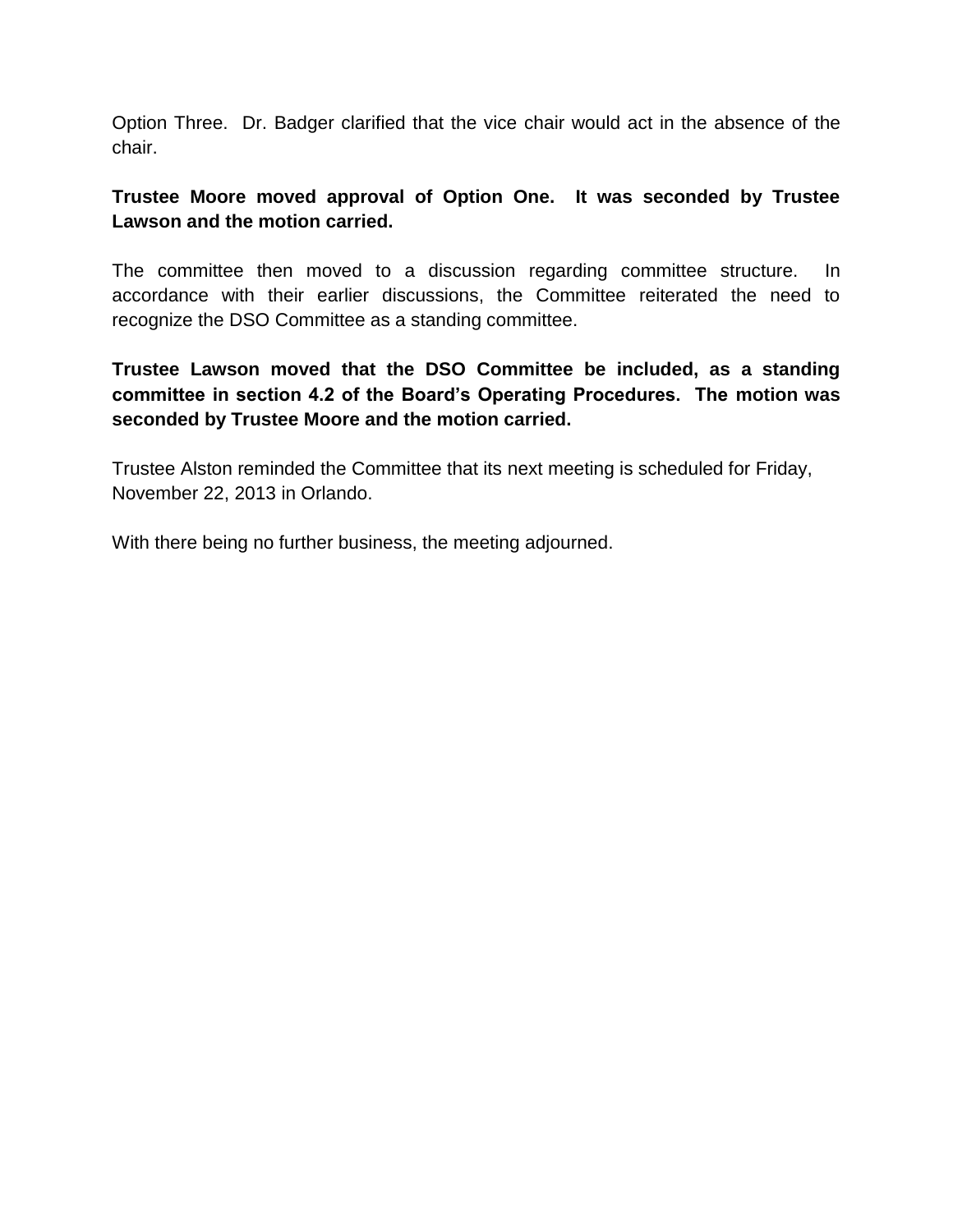Option Three.  Dr. Badger clarified that the vice chair would act in the absence of the chair.

**Trustee Moore moved approval of Option One.  It was seconded by Trustee Lawson and the motion carried.**

The committee then moved to a discussion regarding committee structure.  In accordance with their earlier discussions, the Committee reiterated the need to recognize the DSO Committee as a standing committee.

**Trustee Lawson moved that the DSO Committee be included, as a standing committee in section 4.2 of the Board's Operating Procedures.  The motion was seconded by Trustee Moore and the motion carried.**

Trustee Alston reminded the Committee that its next meeting is scheduled for Friday, November 22, 2013 in Orlando.

With there being no further business, the meeting adjourned.